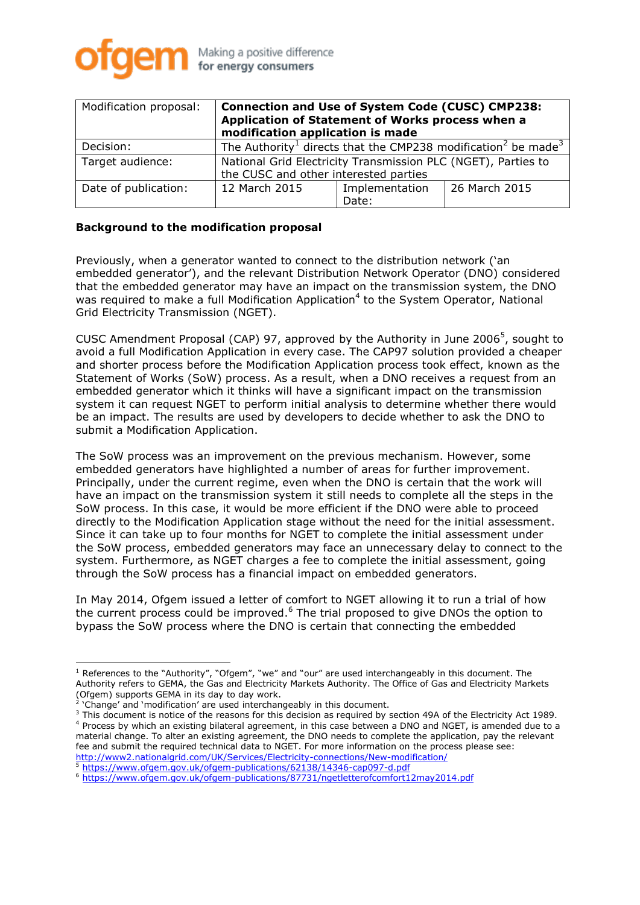| Modification proposal: | **Connection and Use of System Code (CUSC) CMP238: Application of Statement of Works process when a modification application is made** | | |
|---|---|---|---|
| Decision: | The Authority[1] directs that the CMP238 modification[2] be made[3] | | |
| Target audience: | National Grid Electricity Transmission PLC (NGET), Parties to the CUSC and other interested parties | | |
| Date of publication: | 12 March 2015 | Implementation Date: | 26 March 2015 |

**Background to the modification proposal**

Previously, when a generator wanted to connect to the distribution network ('an embedded generator'), and the relevant Distribution Network Operator (DNO) considered that the embedded generator may have an impact on the transmission system, the DNO was required to make a full Modification Application[4] to the System Operator, National Grid Electricity Transmission (NGET).

CUSC Amendment Proposal (CAP) 97, approved by the Authority in June 2006[5], sought to avoid a full Modification Application in every case. The CAP97 solution provided a cheaper and shorter process before the Modification Application process took effect, known as the Statement of Works (SoW) process. As a result, when a DNO receives a request from an embedded generator which it thinks will have a significant impact on the transmission system it can request NGET to perform initial analysis to determine whether there would be an impact. The results are used by developers to decide whether to ask the DNO to submit a Modification Application.

The SoW process was an improvement on the previous mechanism. However, some embedded generators have highlighted a number of areas for further improvement. Principally, under the current regime, even when the DNO is certain that the work will have an impact on the transmission system it still needs to complete all the steps in the SoW process. In this case, it would be more efficient if the DNO were able to proceed directly to the Modification Application stage without the need for the initial assessment. Since it can take up to four months for NGET to complete the initial assessment under the SoW process, embedded generators may face an unnecessary delay to connect to the system. Furthermore, as NGET charges a fee to complete the initial assessment, going through the SoW process has a financial impact on embedded generators.

In May 2014, Ofgem issued a letter of comfort to NGET allowing it to run a trial of how the current process could be improved.[6] The trial proposed to give DNOs the option to bypass the SoW process where the DNO is certain that connecting the embedded

---

[1] References to the "Authority", "Ofgem", "we" and "our" are used interchangeably in this document. The Authority refers to GEMA, the Gas and Electricity Markets Authority. The Office of Gas and Electricity Markets (Ofgem) supports GEMA in its day to day work.

[2] 'Change' and 'modification' are used interchangeably in this document.

[3] This document is notice of the reasons for this decision as required by section 49A of the Electricity Act 1989.

[4] Process by which an existing bilateral agreement, in this case between a DNO and NGET, is amended due to a material change. To alter an existing agreement, the DNO needs to complete the application, pay the relevant fee and submit the required technical data to NGET. For more information on the process please see: http://www2.nationalgrid.com/UK/Services/Electricity-connections/New-modification/

[5] https://www.ofgem.gov.uk/ofgem-publications/62138/14346-cap097-d.pdf

[6] https://www.ofgem.gov.uk/ofgem-publications/87731/ngetletterofcomfort12may2014.pdf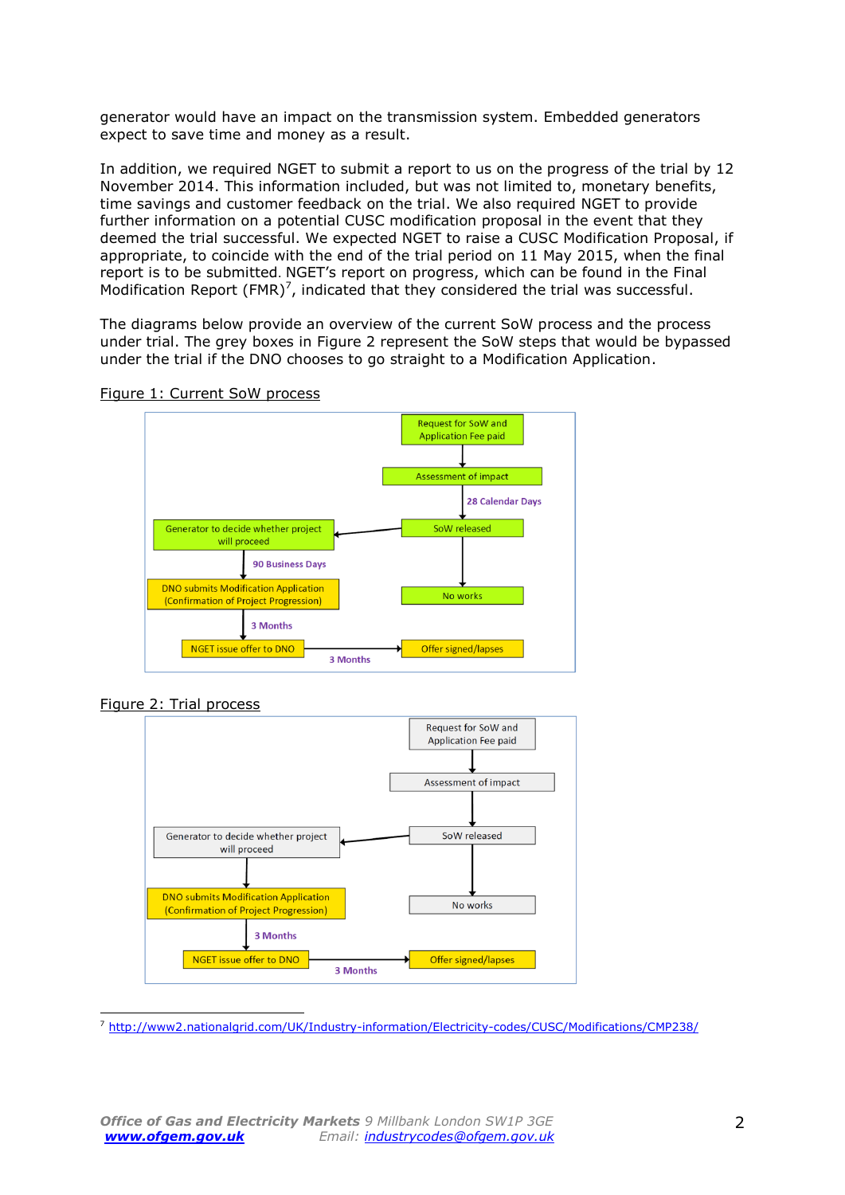generator would have an impact on the transmission system. Embedded generators expect to save time and money as a result.

In addition, we required NGET to submit a report to us on the progress of the trial by 12 November 2014. This information included, but was not limited to, monetary benefits, time savings and customer feedback on the trial. We also required NGET to provide further information on a potential CUSC modification proposal in the event that they deemed the trial successful. We expected NGET to raise a CUSC Modification Proposal, if appropriate, to coincide with the end of the trial period on 11 May 2015, when the final report is to be submitted. NGET's report on progress, which can be found in the Final Modification Report (FMR)[7], indicated that they considered the trial was successful.

The diagrams below provide an overview of the current SoW process and the process under trial. The grey boxes in Figure 2 represent the SoW steps that would be bypassed under the trial if the DNO chooses to go straight to a Modification Application.

Figure 1: Current SoW process

- Request for SoW and Application Fee paid
- Assessment of impact
- 28 Calendar Days
- SoW released
- No works
- Generator to decide whether project will proceed
- 90 Business Days
- DNO submits Modification Application (Confirmation of Project Progression)
- 3 Months
- NGET issue offer to DNO
- 3 Months
- Offer signed/lapses

Figure 2: Trial process

- Request for SoW and Application Fee paid
- Assessment of impact
- SoW released
- No works
- Generator to decide whether project will proceed
- DNO submits Modification Application (Confirmation of Project Progression)
- 3 Months
- NGET issue offer to DNO
- 3 Months
- Offer signed/lapses

[7] http://www2.nationalgrid.com/UK/Industry-information/Electricity-codes/CUSC/Modifications/CMP238/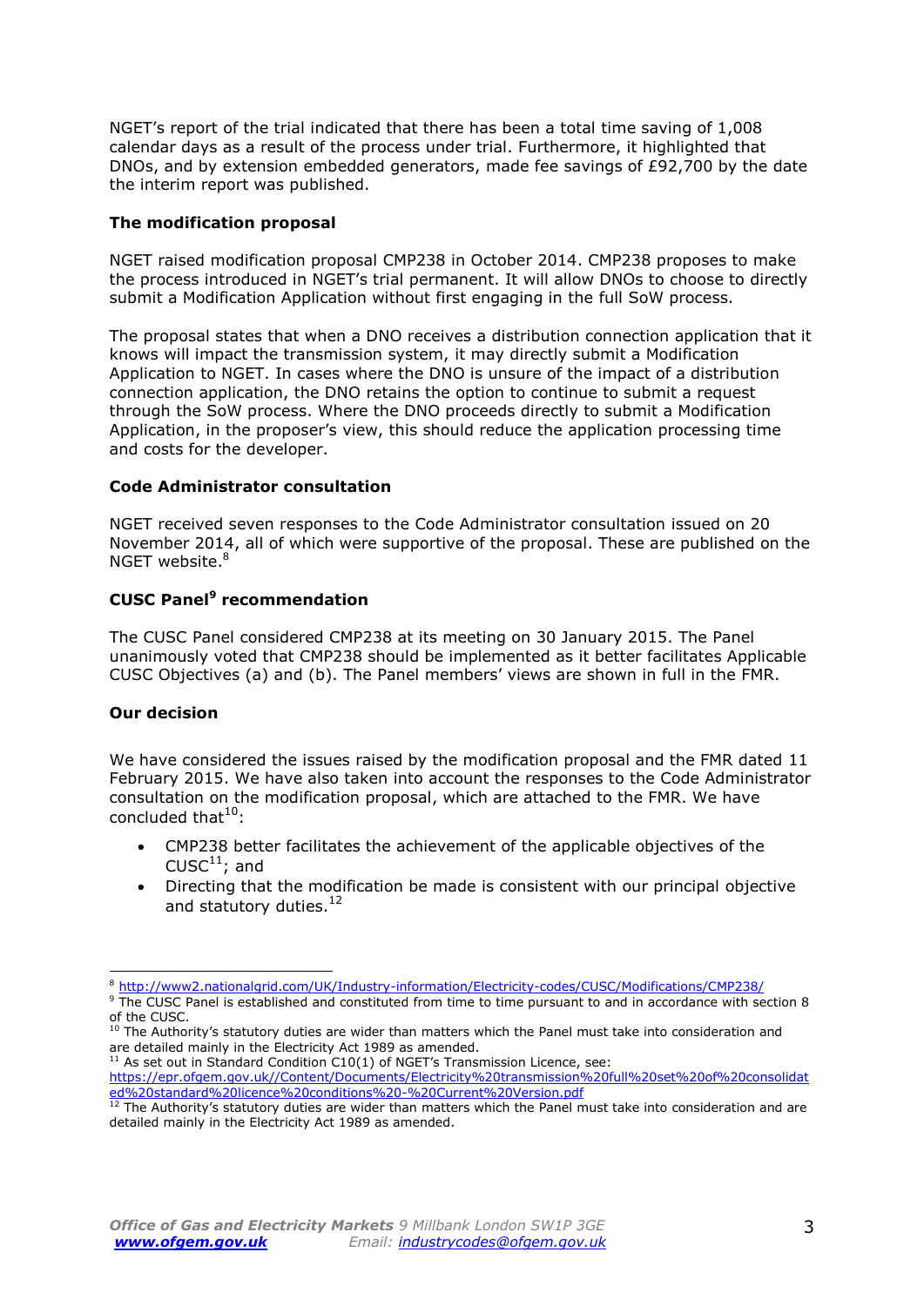NGET's report of the trial indicated that there has been a total time saving of 1,008 calendar days as a result of the process under trial. Furthermore, it highlighted that DNOs, and by extension embedded generators, made fee savings of £92,700 by the date the interim report was published.

**The modification proposal**

NGET raised modification proposal CMP238 in October 2014. CMP238 proposes to make the process introduced in NGET's trial permanent. It will allow DNOs to choose to directly submit a Modification Application without first engaging in the full SoW process.

The proposal states that when a DNO receives a distribution connection application that it knows will impact the transmission system, it may directly submit a Modification Application to NGET. In cases where the DNO is unsure of the impact of a distribution connection application, the DNO retains the option to continue to submit a request through the SoW process. Where the DNO proceeds directly to submit a Modification Application, in the proposer's view, this should reduce the application processing time and costs for the developer.

**Code Administrator consultation**

NGET received seven responses to the Code Administrator consultation issued on 20 November 2014, all of which were supportive of the proposal. These are published on the NGET website.[8]

**CUSC Panel[9] recommendation**

The CUSC Panel considered CMP238 at its meeting on 30 January 2015. The Panel unanimously voted that CMP238 should be implemented as it better facilitates Applicable CUSC Objectives (a) and (b). The Panel members' views are shown in full in the FMR.

**Our decision**

We have considered the issues raised by the modification proposal and the FMR dated 11 February 2015. We have also taken into account the responses to the Code Administrator consultation on the modification proposal, which are attached to the FMR. We have concluded that[10]:

- CMP238 better facilitates the achievement of the applicable objectives of the CUSC[11]; and
- Directing that the modification be made is consistent with our principal objective and statutory duties.[12]

---

[8] http://www2.nationalgrid.com/UK/Industry-information/Electricity-codes/CUSC/Modifications/CMP238/

[9] The CUSC Panel is established and constituted from time to time pursuant to and in accordance with section 8 of the CUSC.

[10] The Authority's statutory duties are wider than matters which the Panel must take into consideration and are detailed mainly in the Electricity Act 1989 as amended.

[11] As set out in Standard Condition C10(1) of NGET's Transmission Licence, see: https://epr.ofgem.gov.uk//Content/Documents/Electricity%20transmission%20full%20set%20of%20consolidated%20standard%20licence%20conditions%20-%20Current%20Version.pdf

[12] The Authority's statutory duties are wider than matters which the Panel must take into consideration and are detailed mainly in the Electricity Act 1989 as amended.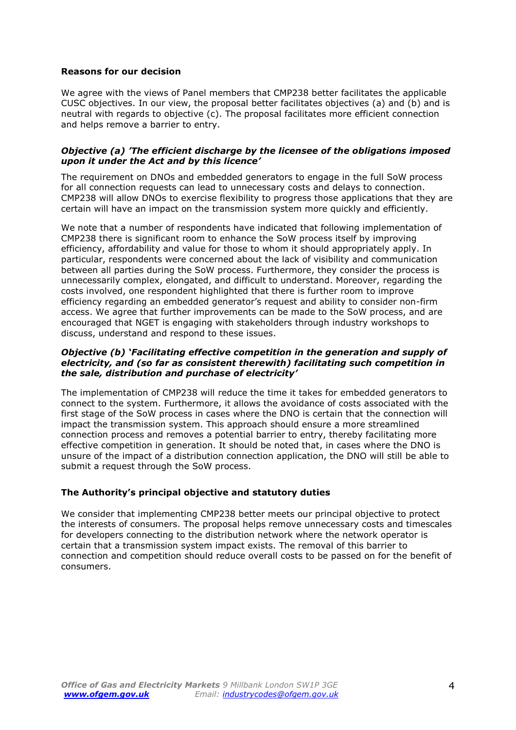**Reasons for our decision**

We agree with the views of Panel members that CMP238 better facilitates the applicable CUSC objectives. In our view, the proposal better facilitates objectives (a) and (b) and is neutral with regards to objective (c). The proposal facilitates more efficient connection and helps remove a barrier to entry.

***Objective (a) 'The efficient discharge by the licensee of the obligations imposed upon it under the Act and by this licence'***

The requirement on DNOs and embedded generators to engage in the full SoW process for all connection requests can lead to unnecessary costs and delays to connection. CMP238 will allow DNOs to exercise flexibility to progress those applications that they are certain will have an impact on the transmission system more quickly and efficiently.

We note that a number of respondents have indicated that following implementation of CMP238 there is significant room to enhance the SoW process itself by improving efficiency, affordability and value for those to whom it should appropriately apply. In particular, respondents were concerned about the lack of visibility and communication between all parties during the SoW process. Furthermore, they consider the process is unnecessarily complex, elongated, and difficult to understand. Moreover, regarding the costs involved, one respondent highlighted that there is further room to improve efficiency regarding an embedded generator's request and ability to consider non-firm access. We agree that further improvements can be made to the SoW process, and are encouraged that NGET is engaging with stakeholders through industry workshops to discuss, understand and respond to these issues.

***Objective (b) 'Facilitating effective competition in the generation and supply of electricity, and (so far as consistent therewith) facilitating such competition in the sale, distribution and purchase of electricity'***

The implementation of CMP238 will reduce the time it takes for embedded generators to connect to the system. Furthermore, it allows the avoidance of costs associated with the first stage of the SoW process in cases where the DNO is certain that the connection will impact the transmission system. This approach should ensure a more streamlined connection process and removes a potential barrier to entry, thereby facilitating more effective competition in generation. It should be noted that, in cases where the DNO is unsure of the impact of a distribution connection application, the DNO will still be able to submit a request through the SoW process.

**The Authority's principal objective and statutory duties**

We consider that implementing CMP238 better meets our principal objective to protect the interests of consumers. The proposal helps remove unnecessary costs and timescales for developers connecting to the distribution network where the network operator is certain that a transmission system impact exists. The removal of this barrier to connection and competition should reduce overall costs to be passed on for the benefit of consumers.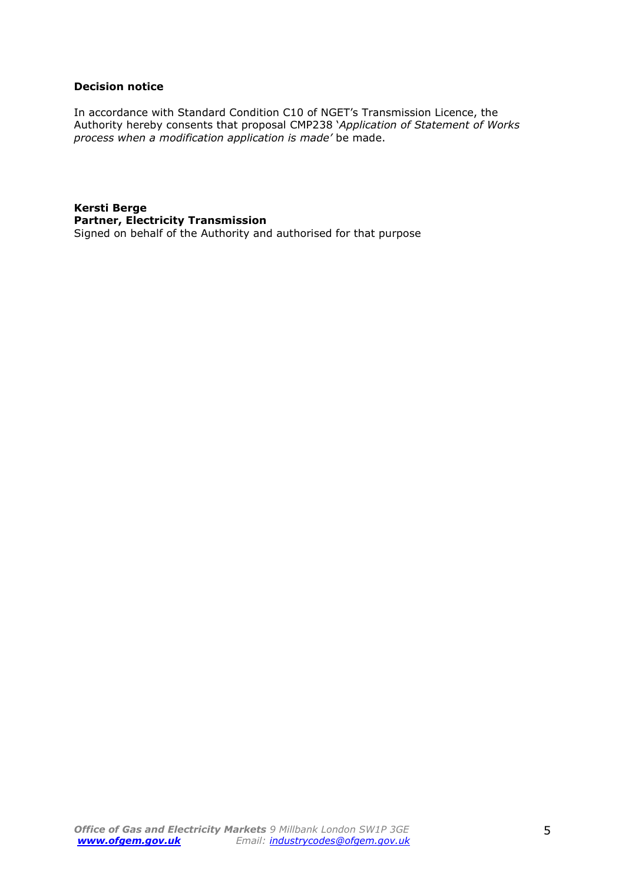**Decision notice**

In accordance with Standard Condition C10 of NGET's Transmission Licence, the Authority hereby consents that proposal CMP238 '*Application of Statement of Works process when a modification application is made'* be made.

**Kersti Berge**
**Partner, Electricity Transmission**
Signed on behalf of the Authority and authorised for that purpose